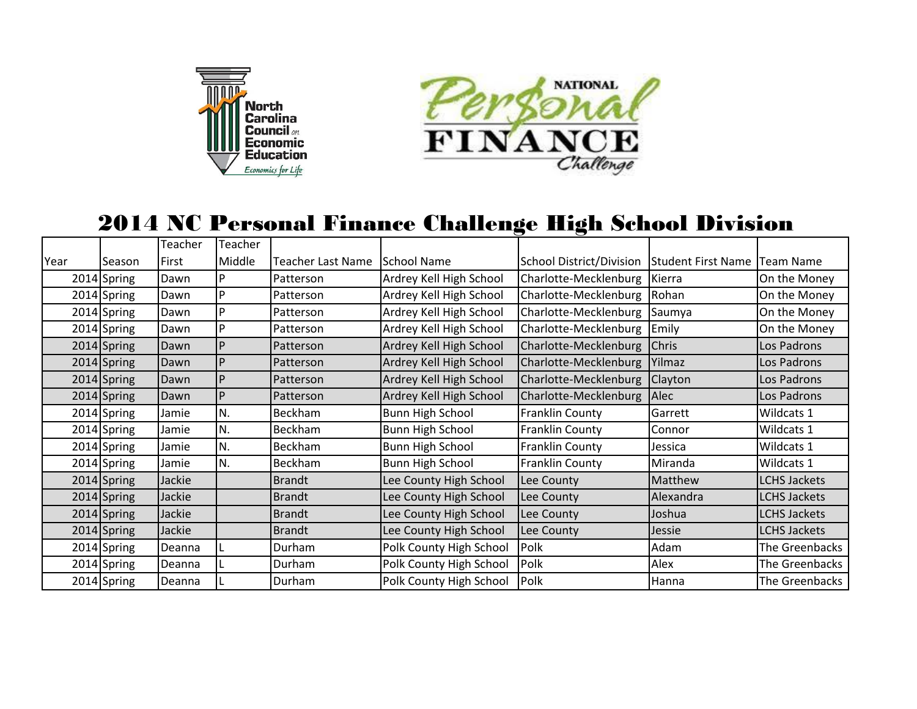# 2014 NC Personal Finance Challenge High School Division

| Year | Season | Teacher First | Teacher Middle | Teacher Last Name | School Name | School District/Division | Student First Name | Team Name |
|---|---|---|---|---|---|---|---|---|
| 2014 | Spring | Dawn | P | Patterson | Ardrey Kell High School | Charlotte-Mecklenburg | Kierra | On the Money |
| 2014 | Spring | Dawn | P | Patterson | Ardrey Kell High School | Charlotte-Mecklenburg | Rohan | On the Money |
| 2014 | Spring | Dawn | P | Patterson | Ardrey Kell High School | Charlotte-Mecklenburg | Saumya | On the Money |
| 2014 | Spring | Dawn | P | Patterson | Ardrey Kell High School | Charlotte-Mecklenburg | Emily | On the Money |
| 2014 | Spring | Dawn | P | Patterson | Ardrey Kell High School | Charlotte-Mecklenburg | Chris | Los Padrons |
| 2014 | Spring | Dawn | P | Patterson | Ardrey Kell High School | Charlotte-Mecklenburg | Yilmaz | Los Padrons |
| 2014 | Spring | Dawn | P | Patterson | Ardrey Kell High School | Charlotte-Mecklenburg | Clayton | Los Padrons |
| 2014 | Spring | Dawn | P | Patterson | Ardrey Kell High School | Charlotte-Mecklenburg | Alec | Los Padrons |
| 2014 | Spring | Jamie | N. | Beckham | Bunn High School | Franklin County | Garrett | Wildcats 1 |
| 2014 | Spring | Jamie | N. | Beckham | Bunn High School | Franklin County | Connor | Wildcats 1 |
| 2014 | Spring | Jamie | N. | Beckham | Bunn High School | Franklin County | Jessica | Wildcats 1 |
| 2014 | Spring | Jamie | N. | Beckham | Bunn High School | Franklin County | Miranda | Wildcats 1 |
| 2014 | Spring | Jackie | | Brandt | Lee County High School | Lee County | Matthew | LCHS Jackets |
| 2014 | Spring | Jackie | | Brandt | Lee County High School | Lee County | Alexandra | LCHS Jackets |
| 2014 | Spring | Jackie | | Brandt | Lee County High School | Lee County | Joshua | LCHS Jackets |
| 2014 | Spring | Jackie | | Brandt | Lee County High School | Lee County | Jessie | LCHS Jackets |
| 2014 | Spring | Deanna | L | Durham | Polk County High School | Polk | Adam | The Greenbacks |
| 2014 | Spring | Deanna | L | Durham | Polk County High School | Polk | Alex | The Greenbacks |
| 2014 | Spring | Deanna | L | Durham | Polk County High School | Polk | Hanna | The Greenbacks |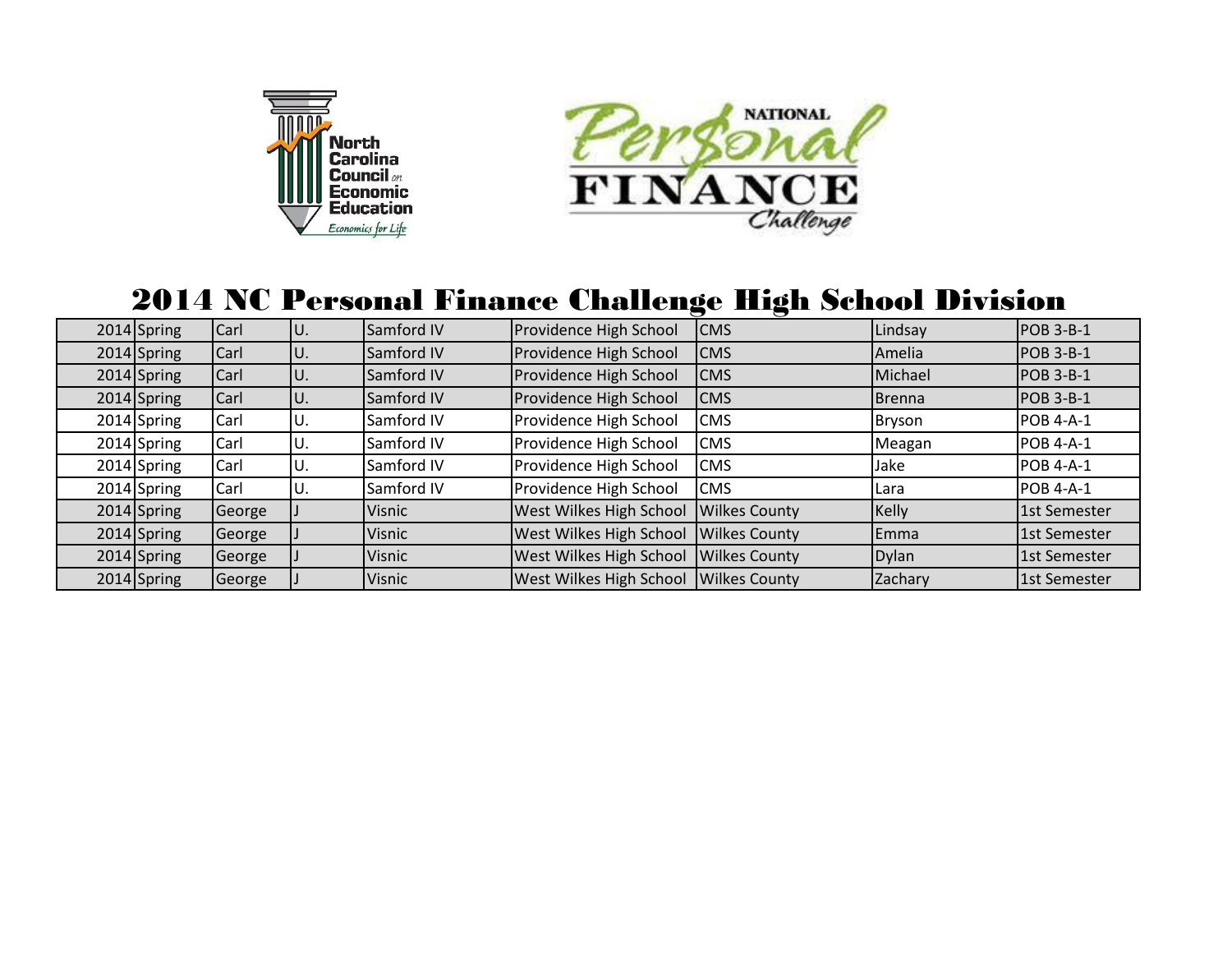# 2014 NC Personal Finance Challenge High School Division

| | | | | | | | | |
|---|---|---|---|---|---|---|---|---|
| 2014 | Spring | Carl | U. | Samford IV | Providence High School | CMS | Lindsay | POB 3-B-1 |
| 2014 | Spring | Carl | U. | Samford IV | Providence High School | CMS | Amelia | POB 3-B-1 |
| 2014 | Spring | Carl | U. | Samford IV | Providence High School | CMS | Michael | POB 3-B-1 |
| 2014 | Spring | Carl | U. | Samford IV | Providence High School | CMS | Brenna | POB 3-B-1 |
| 2014 | Spring | Carl | U. | Samford IV | Providence High School | CMS | Bryson | POB 4-A-1 |
| 2014 | Spring | Carl | U. | Samford IV | Providence High School | CMS | Meagan | POB 4-A-1 |
| 2014 | Spring | Carl | U. | Samford IV | Providence High School | CMS | Jake | POB 4-A-1 |
| 2014 | Spring | Carl | U. | Samford IV | Providence High School | CMS | Lara | POB 4-A-1 |
| 2014 | Spring | George | J | Visnic | West Wilkes High School | Wilkes County | Kelly | 1st Semester |
| 2014 | Spring | George | J | Visnic | West Wilkes High School | Wilkes County | Emma | 1st Semester |
| 2014 | Spring | George | J | Visnic | West Wilkes High School | Wilkes County | Dylan | 1st Semester |
| 2014 | Spring | George | J | Visnic | West Wilkes High School | Wilkes County | Zachary | 1st Semester |